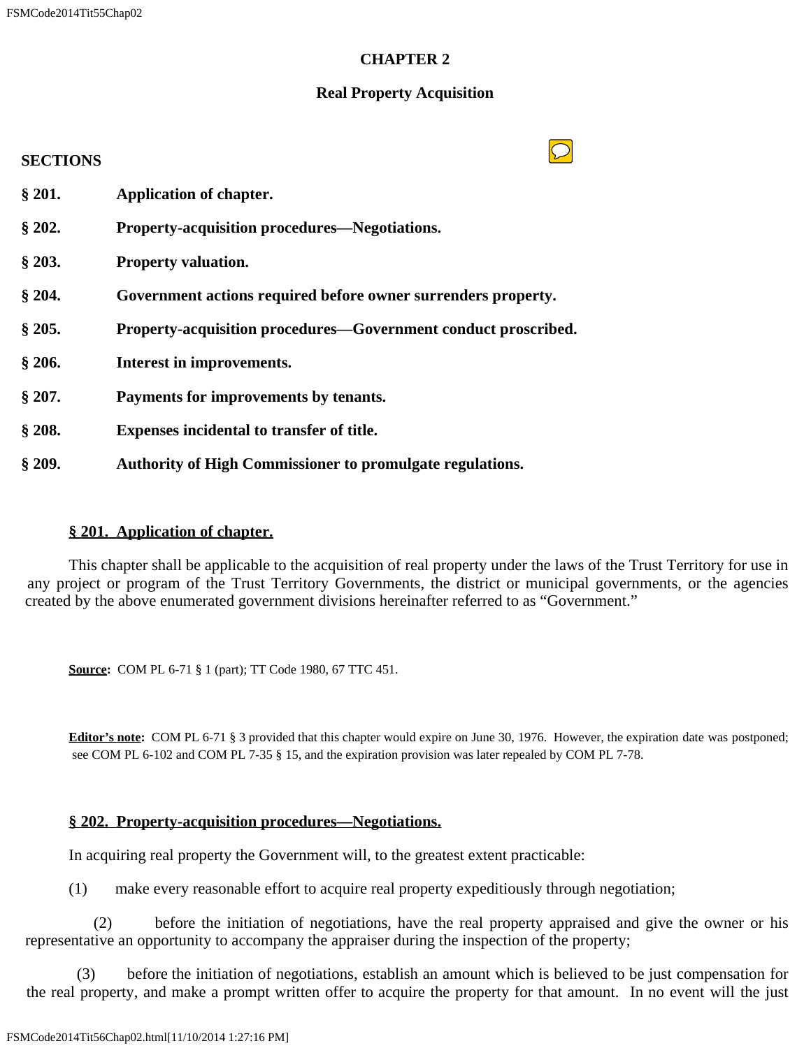# CHAPTER 2

## Real Property Acquisition

**SECTIONS**

**§ 201. Application of chapter.**

**§ 202. Property-acquisition procedures—Negotiations.**

**§ 203. Property valuation.**

**§ 204. Government actions required before owner surrenders property.**

**§ 205. Property-acquisition procedures—Government conduct proscribed.**

**§ 206. Interest in improvements.**

**§ 207. Payments for improvements by tenants.**

**§ 208. Expenses incidental to transfer of title.**

**§ 209. Authority of High Commissioner to promulgate regulations.**

### § 201. Application of chapter.

This chapter shall be applicable to the acquisition of real property under the laws of the Trust Territory for use in any project or program of the Trust Territory Governments, the district or municipal governments, or the agencies created by the above enumerated government divisions hereinafter referred to as "Government."

**Source:** COM PL 6-71 § 1 (part); TT Code 1980, 67 TTC 451.

**Editor's note:** COM PL 6-71 § 3 provided that this chapter would expire on June 30, 1976. However, the expiration date was postponed; see COM PL 6-102 and COM PL 7-35 § 15, and the expiration provision was later repealed by COM PL 7-78.

### § 202. Property-acquisition procedures—Negotiations.

In acquiring real property the Government will, to the greatest extent practicable:

(1) make every reasonable effort to acquire real property expeditiously through negotiation;

(2) before the initiation of negotiations, have the real property appraised and give the owner or his representative an opportunity to accompany the appraiser during the inspection of the property;

(3) before the initiation of negotiations, establish an amount which is believed to be just compensation for the real property, and make a prompt written offer to acquire the property for that amount. In no event will the just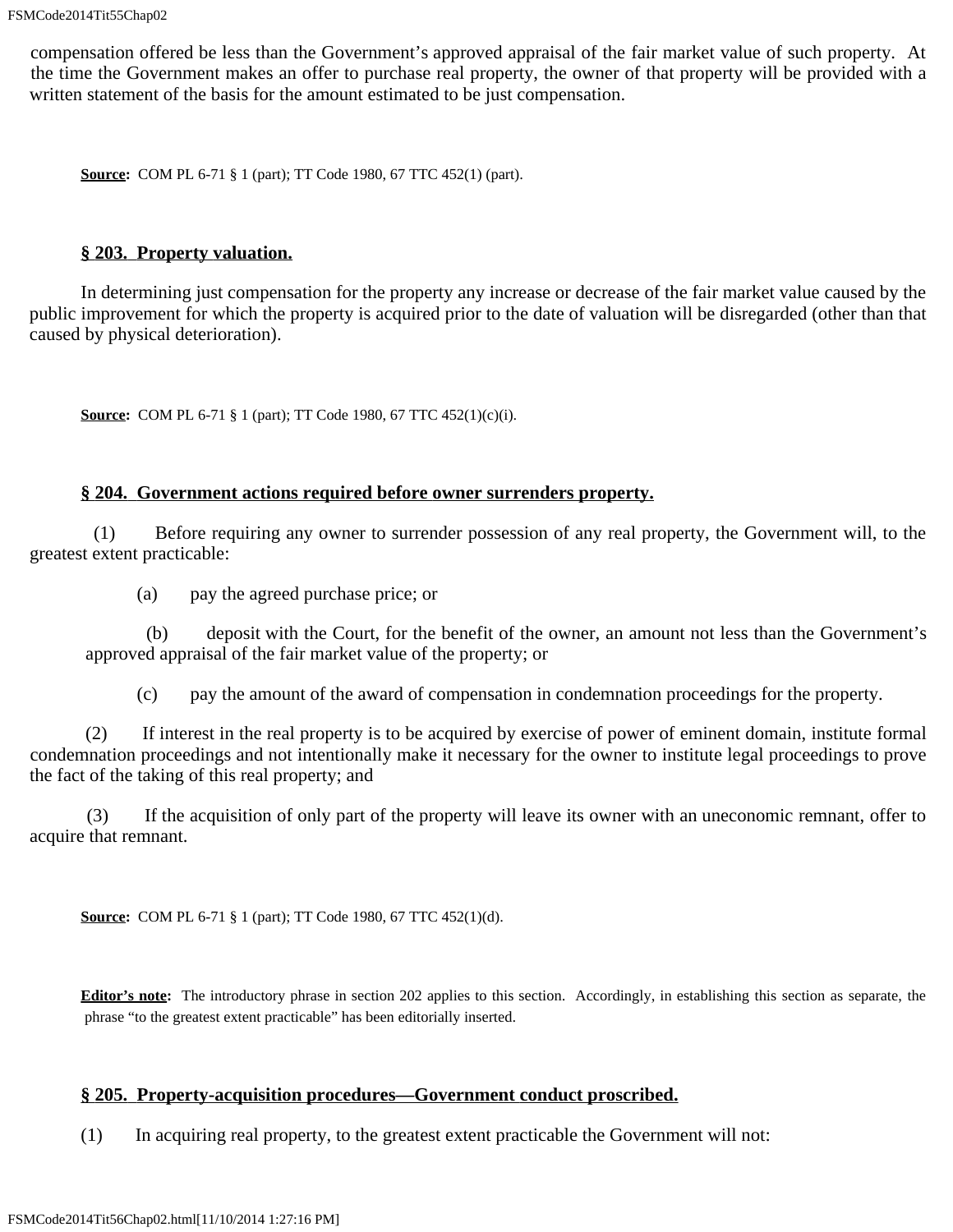compensation offered be less than the Government's approved appraisal of the fair market value of such property. At the time the Government makes an offer to purchase real property, the owner of that property will be provided with a written statement of the basis for the amount estimated to be just compensation.

**Source:** COM PL 6-71 § 1 (part); TT Code 1980, 67 TTC 452(1) (part).

### § 203. Property valuation.

In determining just compensation for the property any increase or decrease of the fair market value caused by the public improvement for which the property is acquired prior to the date of valuation will be disregarded (other than that caused by physical deterioration).

**Source:** COM PL 6-71 § 1 (part); TT Code 1980, 67 TTC 452(1)(c)(i).

### § 204. Government actions required before owner surrenders property.

(1) Before requiring any owner to surrender possession of any real property, the Government will, to the greatest extent practicable:

(a) pay the agreed purchase price; or

(b) deposit with the Court, for the benefit of the owner, an amount not less than the Government's approved appraisal of the fair market value of the property; or

(c) pay the amount of the award of compensation in condemnation proceedings for the property.

(2) If interest in the real property is to be acquired by exercise of power of eminent domain, institute formal condemnation proceedings and not intentionally make it necessary for the owner to institute legal proceedings to prove the fact of the taking of this real property; and

(3) If the acquisition of only part of the property will leave its owner with an uneconomic remnant, offer to acquire that remnant.

**Source:** COM PL 6-71 § 1 (part); TT Code 1980, 67 TTC 452(1)(d).

**Editor's note:** The introductory phrase in section 202 applies to this section. Accordingly, in establishing this section as separate, the phrase "to the greatest extent practicable" has been editorially inserted.

### § 205. Property-acquisition procedures—Government conduct proscribed.

(1) In acquiring real property, to the greatest extent practicable the Government will not: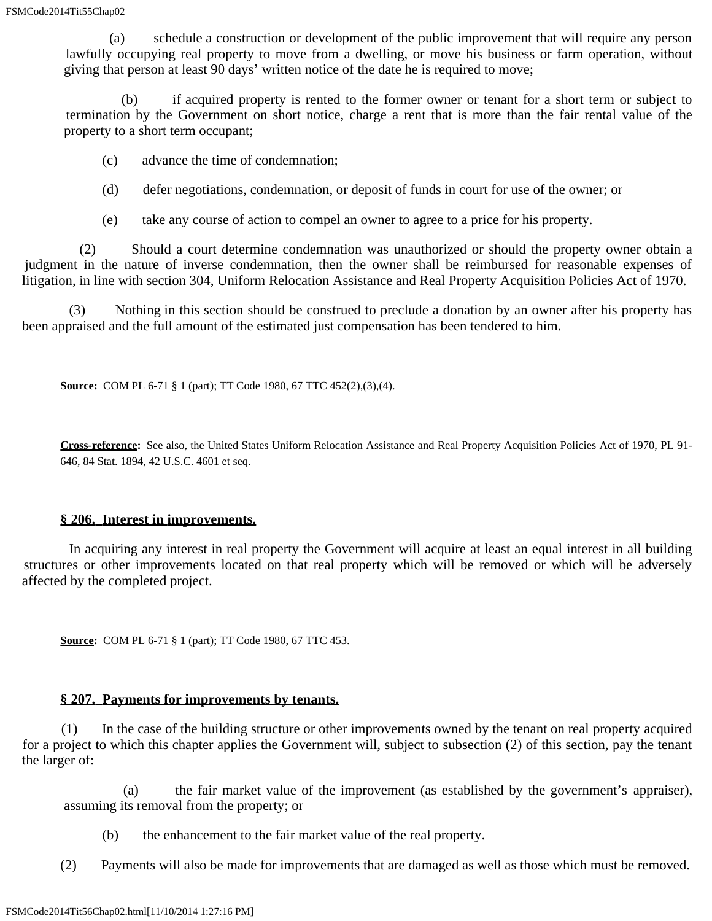(a) schedule a construction or development of the public improvement that will require any person lawfully occupying real property to move from a dwelling, or move his business or farm operation, without giving that person at least 90 days' written notice of the date he is required to move;

(b) if acquired property is rented to the former owner or tenant for a short term or subject to termination by the Government on short notice, charge a rent that is more than the fair rental value of the property to a short term occupant;

(c) advance the time of condemnation;

(d) defer negotiations, condemnation, or deposit of funds in court for use of the owner; or

(e) take any course of action to compel an owner to agree to a price for his property.

(2) Should a court determine condemnation was unauthorized or should the property owner obtain a judgment in the nature of inverse condemnation, then the owner shall be reimbursed for reasonable expenses of litigation, in line with section 304, Uniform Relocation Assistance and Real Property Acquisition Policies Act of 1970.

(3) Nothing in this section should be construed to preclude a donation by an owner after his property has been appraised and the full amount of the estimated just compensation has been tendered to him.

**Source:** COM PL 6-71 § 1 (part); TT Code 1980, 67 TTC 452(2),(3),(4).

**Cross-reference:** See also, the United States Uniform Relocation Assistance and Real Property Acquisition Policies Act of 1970, PL 91-646, 84 Stat. 1894, 42 U.S.C. 4601 et seq.

**§ 206. Interest in improvements.**

In acquiring any interest in real property the Government will acquire at least an equal interest in all building structures or other improvements located on that real property which will be removed or which will be adversely affected by the completed project.

**Source:** COM PL 6-71 § 1 (part); TT Code 1980, 67 TTC 453.

**§ 207. Payments for improvements by tenants.**

(1) In the case of the building structure or other improvements owned by the tenant on real property acquired for a project to which this chapter applies the Government will, subject to subsection (2) of this section, pay the tenant the larger of:

(a) the fair market value of the improvement (as established by the government's appraiser), assuming its removal from the property; or

(b) the enhancement to the fair market value of the real property.

(2) Payments will also be made for improvements that are damaged as well as those which must be removed.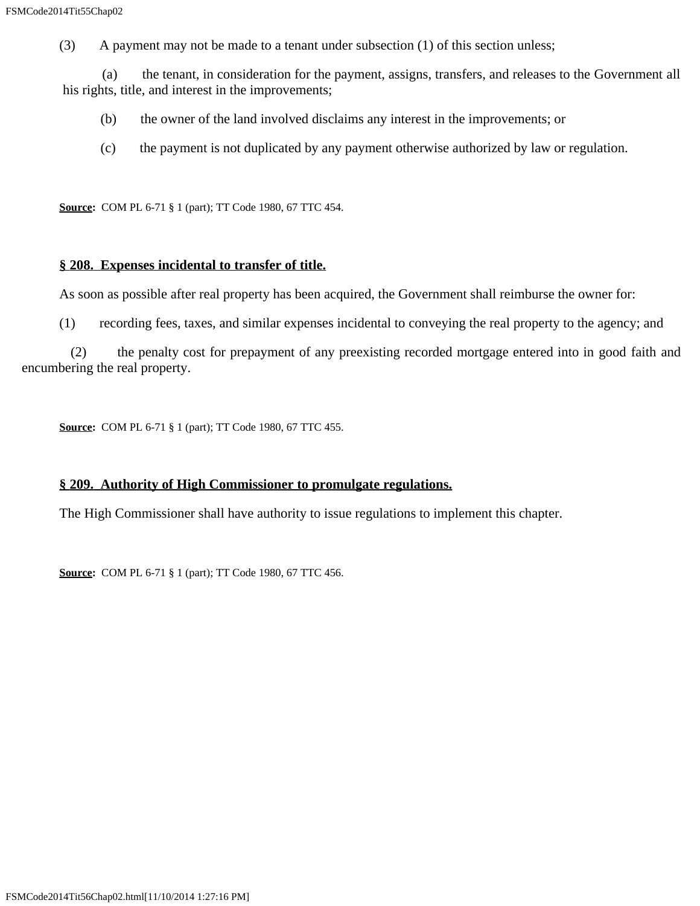(3) A payment may not be made to a tenant under subsection (1) of this section unless;

(a) the tenant, in consideration for the payment, assigns, transfers, and releases to the Government all his rights, title, and interest in the improvements;

(b) the owner of the land involved disclaims any interest in the improvements; or

(c) the payment is not duplicated by any payment otherwise authorized by law or regulation.

**Source:** COM PL 6-71 § 1 (part); TT Code 1980, 67 TTC 454.

**§ 208. Expenses incidental to transfer of title.**

As soon as possible after real property has been acquired, the Government shall reimburse the owner for:

(1) recording fees, taxes, and similar expenses incidental to conveying the real property to the agency; and

(2) the penalty cost for prepayment of any preexisting recorded mortgage entered into in good faith and encumbering the real property.

**Source:** COM PL 6-71 § 1 (part); TT Code 1980, 67 TTC 455.

**§ 209. Authority of High Commissioner to promulgate regulations.**

The High Commissioner shall have authority to issue regulations to implement this chapter.

**Source:** COM PL 6-71 § 1 (part); TT Code 1980, 67 TTC 456.